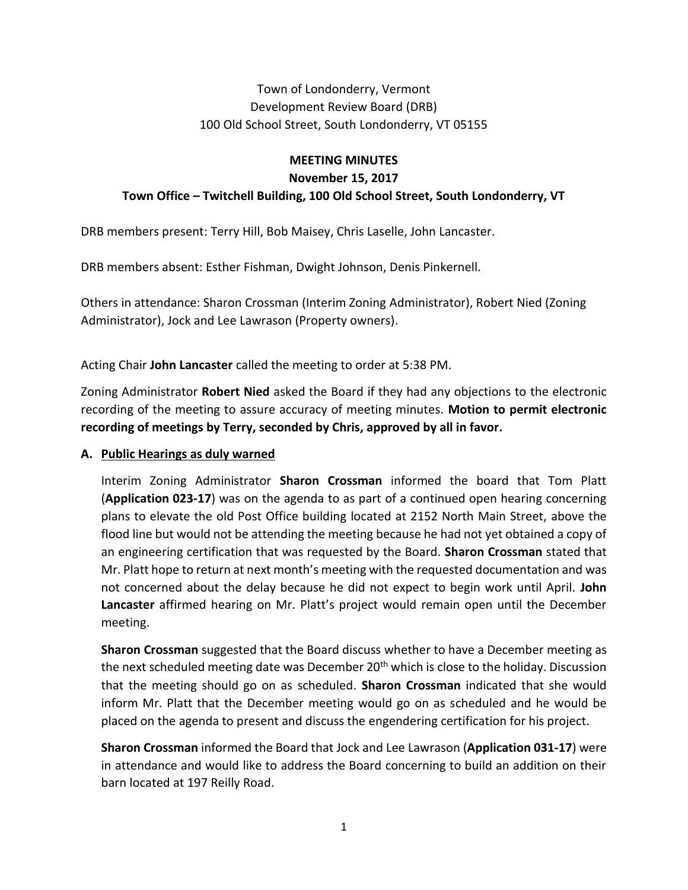Town of Londonderry, Vermont
Development Review Board (DRB)
100 Old School Street, South Londonderry, VT 05155

**MEETING MINUTES**
**November 15, 2017**
**Town Office – Twitchell Building, 100 Old School Street, South Londonderry, VT**

DRB members present: Terry Hill, Bob Maisey, Chris Laselle, John Lancaster.

DRB members absent: Esther Fishman, Dwight Johnson, Denis Pinkernell.

Others in attendance: Sharon Crossman (Interim Zoning Administrator), Robert Nied (Zoning Administrator), Jock and Lee Lawrason (Property owners).

Acting Chair **John Lancaster** called the meeting to order at 5:38 PM.

Zoning Administrator **Robert Nied** asked the Board if they had any objections to the electronic recording of the meeting to assure accuracy of meeting minutes. **Motion to permit electronic recording of meetings by Terry, seconded by Chris, approved by all in favor.**

**A. <u>Public Hearings as duly warned</u>**

Interim Zoning Administrator **Sharon Crossman** informed the board that Tom Platt (**Application 023-17**) was on the agenda to as part of a continued open hearing concerning plans to elevate the old Post Office building located at 2152 North Main Street, above the flood line but would not be attending the meeting because he had not yet obtained a copy of an engineering certification that was requested by the Board. **Sharon Crossman** stated that Mr. Platt hope to return at next month's meeting with the requested documentation and was not concerned about the delay because he did not expect to begin work until April. **John Lancaster** affirmed hearing on Mr. Platt's project would remain open until the December meeting.

**Sharon Crossman** suggested that the Board discuss whether to have a December meeting as the next scheduled meeting date was December 20th which is close to the holiday. Discussion that the meeting should go on as scheduled. **Sharon Crossman** indicated that she would inform Mr. Platt that the December meeting would go on as scheduled and he would be placed on the agenda to present and discuss the engendering certification for his project.

**Sharon Crossman** informed the Board that Jock and Lee Lawrason (**Application 031-17**) were in attendance and would like to address the Board concerning to build an addition on their barn located at 197 Reilly Road.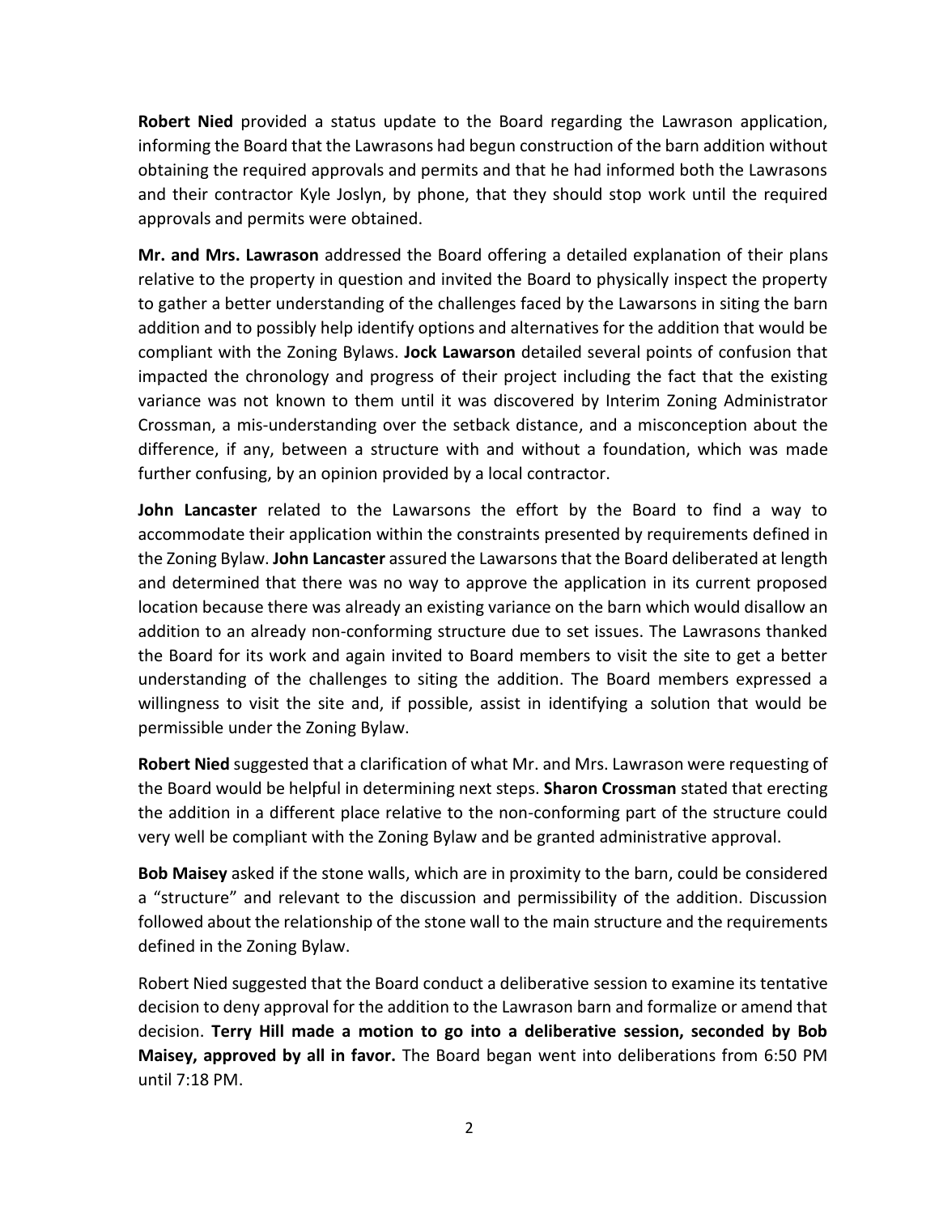**Robert Nied** provided a status update to the Board regarding the Lawrason application, informing the Board that the Lawrasons had begun construction of the barn addition without obtaining the required approvals and permits and that he had informed both the Lawrasons and their contractor Kyle Joslyn, by phone, that they should stop work until the required approvals and permits were obtained.

**Mr. and Mrs. Lawrason** addressed the Board offering a detailed explanation of their plans relative to the property in question and invited the Board to physically inspect the property to gather a better understanding of the challenges faced by the Lawarsons in siting the barn addition and to possibly help identify options and alternatives for the addition that would be compliant with the Zoning Bylaws. **Jock Lawarson** detailed several points of confusion that impacted the chronology and progress of their project including the fact that the existing variance was not known to them until it was discovered by Interim Zoning Administrator Crossman, a mis-understanding over the setback distance, and a misconception about the difference, if any, between a structure with and without a foundation, which was made further confusing, by an opinion provided by a local contractor.

**John Lancaster** related to the Lawarsons the effort by the Board to find a way to accommodate their application within the constraints presented by requirements defined in the Zoning Bylaw. **John Lancaster** assured the Lawarsons that the Board deliberated at length and determined that there was no way to approve the application in its current proposed location because there was already an existing variance on the barn which would disallow an addition to an already non-conforming structure due to set issues. The Lawrasons thanked the Board for its work and again invited to Board members to visit the site to get a better understanding of the challenges to siting the addition. The Board members expressed a willingness to visit the site and, if possible, assist in identifying a solution that would be permissible under the Zoning Bylaw.

**Robert Nied** suggested that a clarification of what Mr. and Mrs. Lawrason were requesting of the Board would be helpful in determining next steps. **Sharon Crossman** stated that erecting the addition in a different place relative to the non-conforming part of the structure could very well be compliant with the Zoning Bylaw and be granted administrative approval.

**Bob Maisey** asked if the stone walls, which are in proximity to the barn, could be considered a "structure" and relevant to the discussion and permissibility of the addition. Discussion followed about the relationship of the stone wall to the main structure and the requirements defined in the Zoning Bylaw.

Robert Nied suggested that the Board conduct a deliberative session to examine its tentative decision to deny approval for the addition to the Lawrason barn and formalize or amend that decision. **Terry Hill made a motion to go into a deliberative session, seconded by Bob Maisey, approved by all in favor.** The Board began went into deliberations from 6:50 PM until 7:18 PM.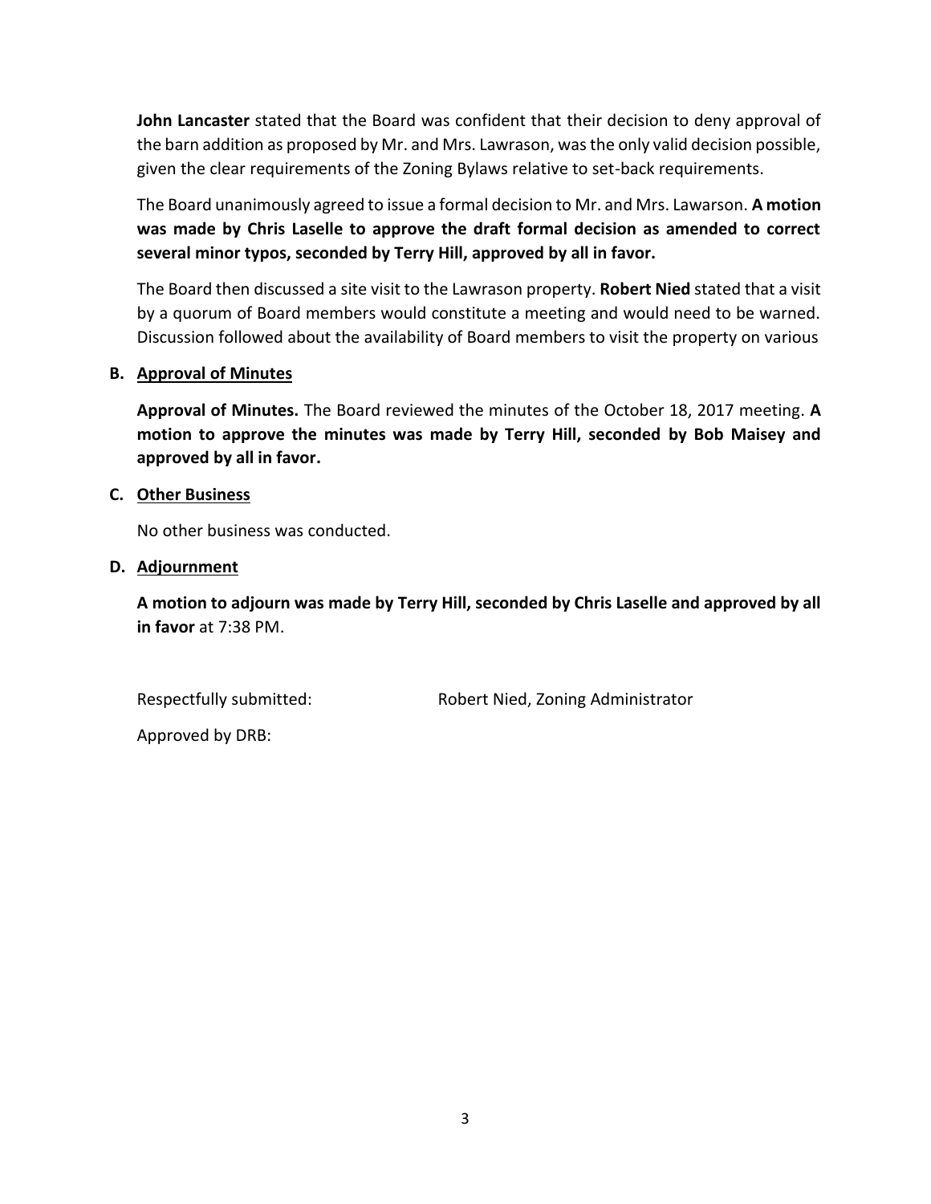**John Lancaster** stated that the Board was confident that their decision to deny approval of the barn addition as proposed by Mr. and Mrs. Lawrason, was the only valid decision possible, given the clear requirements of the Zoning Bylaws relative to set-back requirements.

The Board unanimously agreed to issue a formal decision to Mr. and Mrs. Lawarson. **A motion was made by Chris Laselle to approve the draft formal decision as amended to correct several minor typos, seconded by Terry Hill, approved by all in favor.**

The Board then discussed a site visit to the Lawrason property. **Robert Nied** stated that a visit by a quorum of Board members would constitute a meeting and would need to be warned. Discussion followed about the availability of Board members to visit the property on various

**B. <u>Approval of Minutes</u>**

**Approval of Minutes.** The Board reviewed the minutes of the October 18, 2017 meeting. **A motion to approve the minutes was made by Terry Hill, seconded by Bob Maisey and approved by all in favor.**

**C. <u>Other Business</u>**

No other business was conducted.

**D. <u>Adjournment</u>**

**A motion to adjourn was made by Terry Hill, seconded by Chris Laselle and approved by all in favor** at 7:38 PM.

Respectfully submitted: Robert Nied, Zoning Administrator

Approved by DRB: